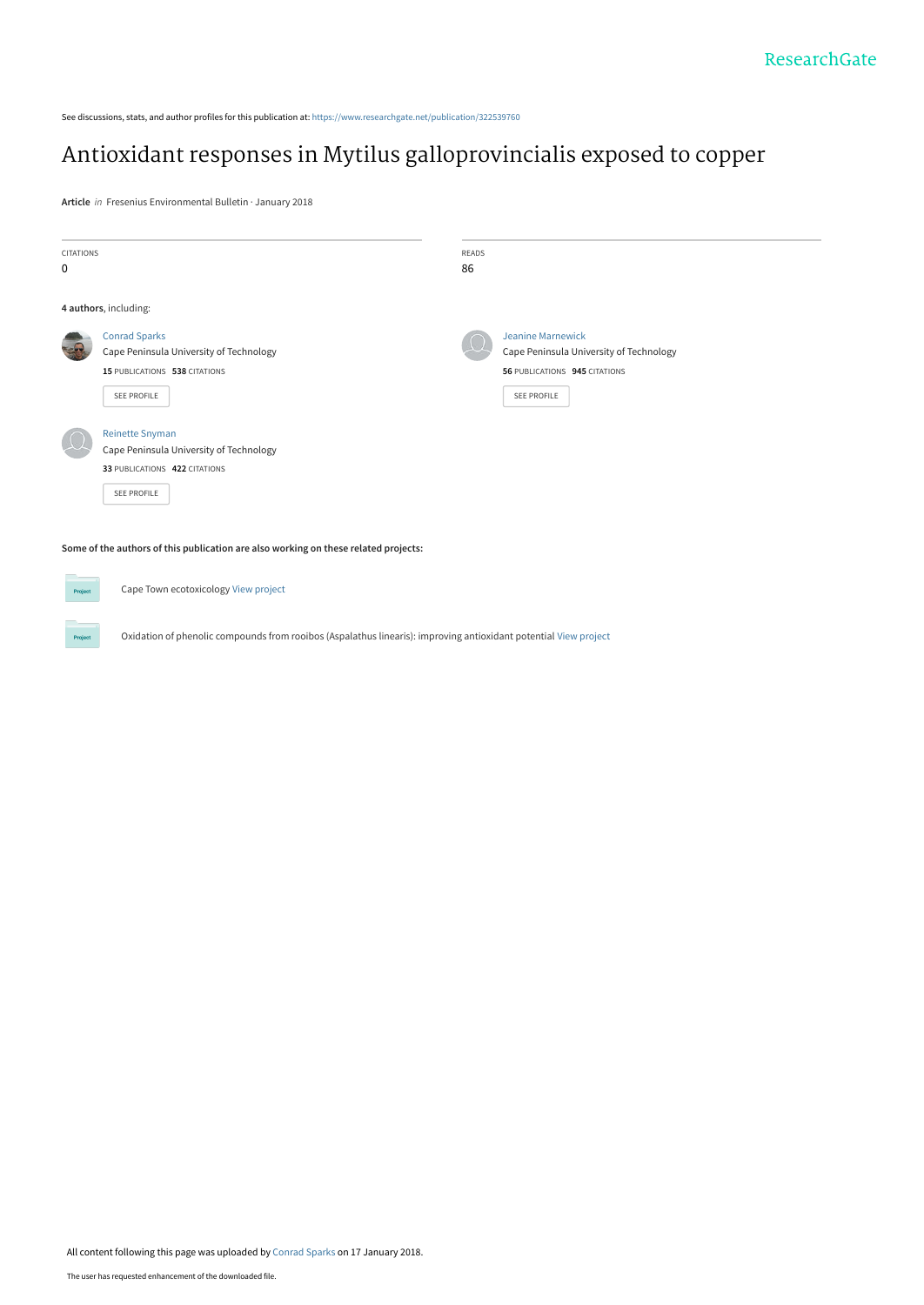See discussions, stats, and author profiles for this publication at: https://www.researchgate.net/publication/322539760

# Antioxidant responses in Mytilus galloprovincialis exposed to copper

**Article** *in* Fresenius Environmental Bulletin · January 2018

| CITATIONS | READS |
|---|---|
| 0 | 86 |

**4 authors**, including:

**Conrad Sparks**
Cape Peninsula University of Technology
15 PUBLICATIONS 538 CITATIONS
SEE PROFILE

**Jeanine Marnewick**
Cape Peninsula University of Technology
56 PUBLICATIONS 945 CITATIONS
SEE PROFILE

**Reinette Snyman**
Cape Peninsula University of Technology
33 PUBLICATIONS 422 CITATIONS
SEE PROFILE

**Some of the authors of this publication are also working on these related projects:**

Cape Town ecotoxicology View project

Oxidation of phenolic compounds from rooibos (Aspalathus linearis): improving antioxidant potential View project

All content following this page was uploaded by Conrad Sparks on 17 January 2018.

The user has requested enhancement of the downloaded file.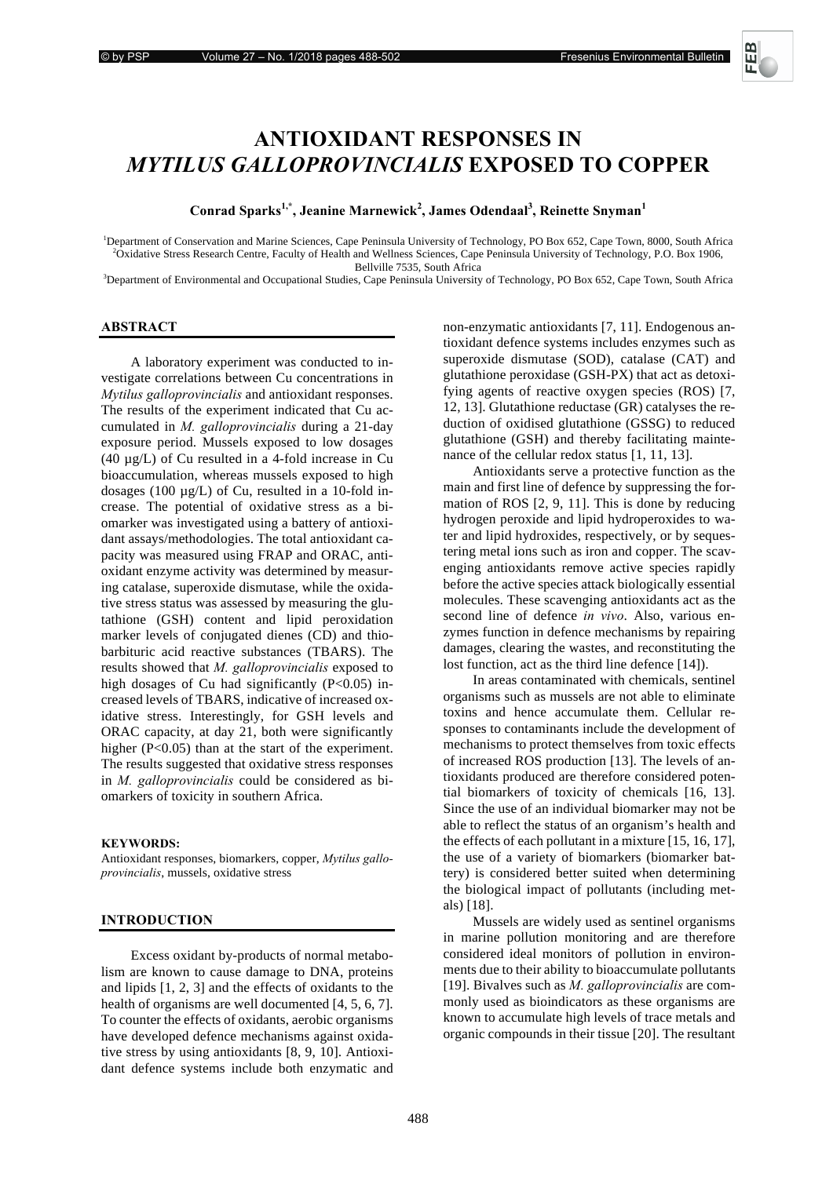# ANTIOXIDANT RESPONSES IN *MYTILUS GALLOPROVINCIALIS* EXPOSED TO COPPER

**Conrad Sparks[1,*], Jeanine Marnewick[2], James Odendaal[3], Reinette Snyman[1]**

[1]Department of Conservation and Marine Sciences, Cape Peninsula University of Technology, PO Box 652, Cape Town, 8000, South Africa
[2]Oxidative Stress Research Centre, Faculty of Health and Wellness Sciences, Cape Peninsula University of Technology, P.O. Box 1906, Bellville 7535, South Africa
[3]Department of Environmental and Occupational Studies, Cape Peninsula University of Technology, PO Box 652, Cape Town, South Africa

## ABSTRACT

A laboratory experiment was conducted to investigate correlations between Cu concentrations in *Mytilus galloprovincialis* and antioxidant responses. The results of the experiment indicated that Cu accumulated in *M. galloprovincialis* during a 21-day exposure period. Mussels exposed to low dosages (40 µg/L) of Cu resulted in a 4-fold increase in Cu bioaccumulation, whereas mussels exposed to high dosages (100 µg/L) of Cu, resulted in a 10-fold increase. The potential of oxidative stress as a biomarker was investigated using a battery of antioxidant assays/methodologies. The total antioxidant capacity was measured using FRAP and ORAC, antioxidant enzyme activity was determined by measuring catalase, superoxide dismutase, while the oxidative stress status was assessed by measuring the glutathione (GSH) content and lipid peroxidation marker levels of conjugated dienes (CD) and thiobarbituric acid reactive substances (TBARS). The results showed that *M. galloprovincialis* exposed to high dosages of Cu had significantly ($P<0.05$) increased levels of TBARS, indicative of increased oxidative stress. Interestingly, for GSH levels and ORAC capacity, at day 21, both were significantly higher ($P<0.05$) than at the start of the experiment. The results suggested that oxidative stress responses in *M. galloprovincialis* could be considered as biomarkers of toxicity in southern Africa.

**KEYWORDS:**
Antioxidant responses, biomarkers, copper, *Mytilus galloprovincialis*, mussels, oxidative stress

## INTRODUCTION

Excess oxidant by-products of normal metabolism are known to cause damage to DNA, proteins and lipids [1, 2, 3] and the effects of oxidants to the health of organisms are well documented [4, 5, 6, 7]. To counter the effects of oxidants, aerobic organisms have developed defence mechanisms against oxidative stress by using antioxidants [8, 9, 10]. Antioxidant defence systems include both enzymatic and non-enzymatic antioxidants [7, 11]. Endogenous antioxidant defence systems includes enzymes such as superoxide dismutase (SOD), catalase (CAT) and glutathione peroxidase (GSH-PX) that act as detoxifying agents of reactive oxygen species (ROS) [7, 12, 13]. Glutathione reductase (GR) catalyses the reduction of oxidised glutathione (GSSG) to reduced glutathione (GSH) and thereby facilitating maintenance of the cellular redox status [1, 11, 13].

Antioxidants serve a protective function as the main and first line of defence by suppressing the formation of ROS [2, 9, 11]. This is done by reducing hydrogen peroxide and lipid hydroperoxides to water and lipid hydroxides, respectively, or by sequestering metal ions such as iron and copper. The scavenging antioxidants remove active species rapidly before the active species attack biologically essential molecules. These scavenging antioxidants act as the second line of defence *in vivo*. Also, various enzymes function in defence mechanisms by repairing damages, clearing the wastes, and reconstituting the lost function, act as the third line defence [14]).

In areas contaminated with chemicals, sentinel organisms such as mussels are not able to eliminate toxins and hence accumulate them. Cellular responses to contaminants include the development of mechanisms to protect themselves from toxic effects of increased ROS production [13]. The levels of antioxidants produced are therefore considered potential biomarkers of toxicity of chemicals [16, 13]. Since the use of an individual biomarker may not be able to reflect the status of an organism's health and the effects of each pollutant in a mixture [15, 16, 17], the use of a variety of biomarkers (biomarker battery) is considered better suited when determining the biological impact of pollutants (including metals) [18].

Mussels are widely used as sentinel organisms in marine pollution monitoring and are therefore considered ideal monitors of pollution in environments due to their ability to bioaccumulate pollutants [19]. Bivalves such as *M. galloprovincialis* are commonly used as bioindicators as these organisms are known to accumulate high levels of trace metals and organic compounds in their tissue [20]. The resultant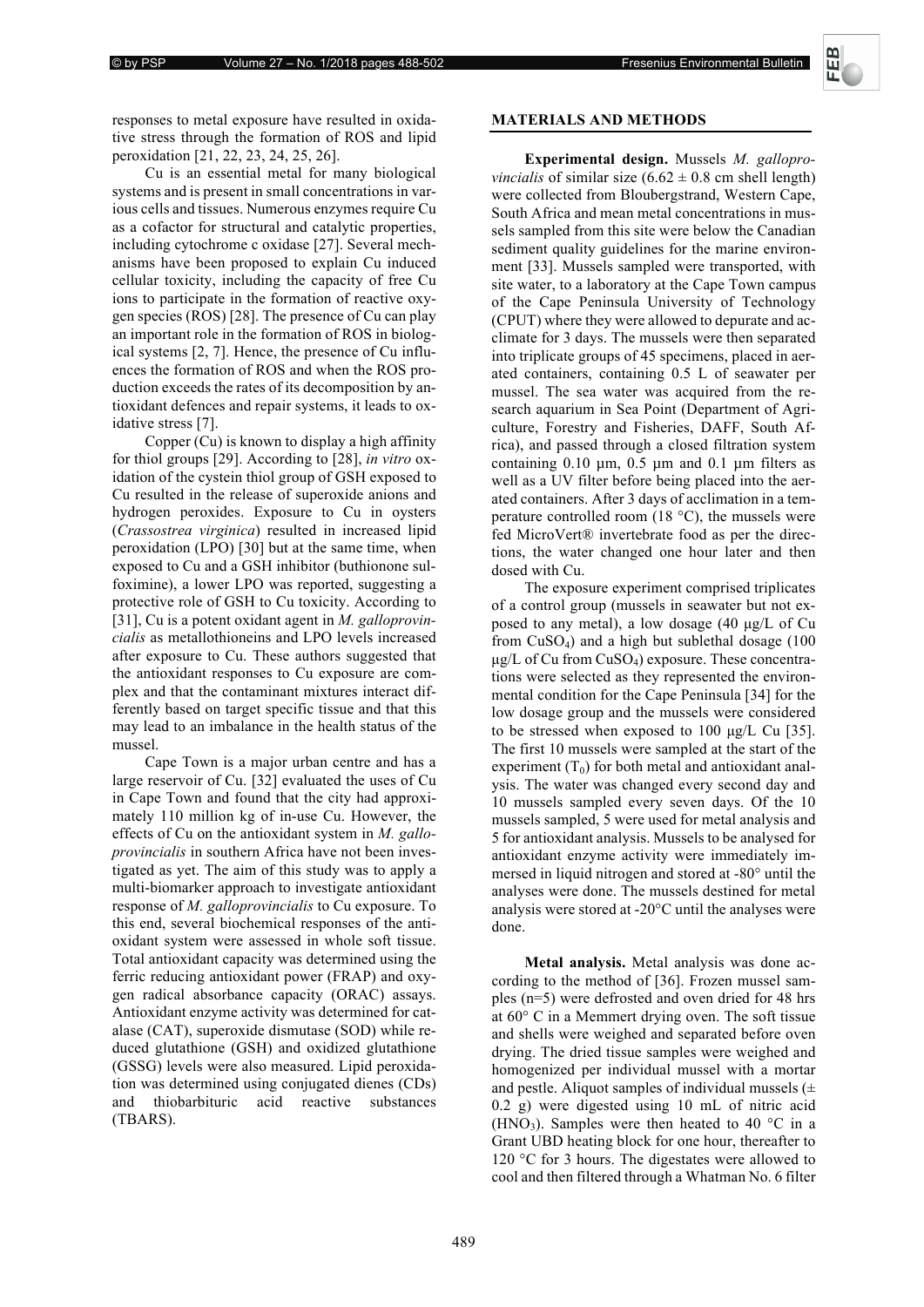responses to metal exposure have resulted in oxidative stress through the formation of ROS and lipid peroxidation [21, 22, 23, 24, 25, 26].

Cu is an essential metal for many biological systems and is present in small concentrations in various cells and tissues. Numerous enzymes require Cu as a cofactor for structural and catalytic properties, including cytochrome c oxidase [27]. Several mechanisms have been proposed to explain Cu induced cellular toxicity, including the capacity of free Cu ions to participate in the formation of reactive oxygen species (ROS) [28]. The presence of Cu can play an important role in the formation of ROS in biological systems [2, 7]. Hence, the presence of Cu influences the formation of ROS and when the ROS production exceeds the rates of its decomposition by antioxidant defences and repair systems, it leads to oxidative stress [7].

Copper (Cu) is known to display a high affinity for thiol groups [29]. According to [28], *in vitro* oxidation of the cystein thiol group of GSH exposed to Cu resulted in the release of superoxide anions and hydrogen peroxides. Exposure to Cu in oysters (*Crassostrea virginica*) resulted in increased lipid peroxidation (LPO) [30] but at the same time, when exposed to Cu and a GSH inhibitor (buthionone sulfoximine), a lower LPO was reported, suggesting a protective role of GSH to Cu toxicity. According to [31], Cu is a potent oxidant agent in *M. galloprovincialis* as metallothioneins and LPO levels increased after exposure to Cu. These authors suggested that the antioxidant responses to Cu exposure are complex and that the contaminant mixtures interact differently based on target specific tissue and that this may lead to an imbalance in the health status of the mussel.

Cape Town is a major urban centre and has a large reservoir of Cu. [32] evaluated the uses of Cu in Cape Town and found that the city had approximately 110 million kg of in-use Cu. However, the effects of Cu on the antioxidant system in *M. galloprovincialis* in southern Africa have not been investigated as yet. The aim of this study was to apply a multi-biomarker approach to investigate antioxidant response of *M. galloprovincialis* to Cu exposure. To this end, several biochemical responses of the antioxidant system were assessed in whole soft tissue. Total antioxidant capacity was determined using the ferric reducing antioxidant power (FRAP) and oxygen radical absorbance capacity (ORAC) assays. Antioxidant enzyme activity was determined for catalase (CAT), superoxide dismutase (SOD) while reduced glutathione (GSH) and oxidized glutathione (GSSG) levels were also measured. Lipid peroxidation was determined using conjugated dienes (CDs) and thiobarbituric acid reactive substances (TBARS).

## MATERIALS AND METHODS

**Experimental design.** Mussels *M. galloprovincialis* of similar size ($6.62 \pm 0.8$ cm shell length) were collected from Bloubergstrand, Western Cape, South Africa and mean metal concentrations in mussels sampled from this site were below the Canadian sediment quality guidelines for the marine environment [33]. Mussels sampled were transported, with site water, to a laboratory at the Cape Town campus of the Cape Peninsula University of Technology (CPUT) where they were allowed to depurate and acclimate for 3 days. The mussels were then separated into triplicate groups of 45 specimens, placed in aerated containers, containing 0.5 L of seawater per mussel. The sea water was acquired from the research aquarium in Sea Point (Department of Agriculture, Forestry and Fisheries, DAFF, South Africa), and passed through a closed filtration system containing 0.10 µm, 0.5 µm and 0.1 µm filters as well as a UV filter before being placed into the aerated containers. After 3 days of acclimation in a temperature controlled room (18 °C), the mussels were fed MicroVert® invertebrate food as per the directions, the water changed one hour later and then dosed with Cu.

The exposure experiment comprised triplicates of a control group (mussels in seawater but not exposed to any metal), a low dosage (40 µg/L of Cu from $CuSO_4$) and a high but sublethal dosage (100 µg/L of Cu from $CuSO_4$) exposure. These concentrations were selected as they represented the environmental condition for the Cape Peninsula [34] for the low dosage group and the mussels were considered to be stressed when exposed to 100 µg/L Cu [35]. The first 10 mussels were sampled at the start of the experiment ($T_0$) for both metal and antioxidant analysis. The water was changed every second day and 10 mussels sampled every seven days. Of the 10 mussels sampled, 5 were used for metal analysis and 5 for antioxidant analysis. Mussels to be analysed for antioxidant enzyme activity were immediately immersed in liquid nitrogen and stored at -80° until the analyses were done. The mussels destined for metal analysis were stored at -20°C until the analyses were done.

**Metal analysis.** Metal analysis was done according to the method of [36]. Frozen mussel samples (n=5) were defrosted and oven dried for 48 hrs at 60° C in a Memmert drying oven. The soft tissue and shells were weighed and separated before oven drying. The dried tissue samples were weighed and homogenized per individual mussel with a mortar and pestle. Aliquot samples of individual mussels (± 0.2 g) were digested using 10 mL of nitric acid ($HNO_3$). Samples were then heated to 40 °C in a Grant UBD heating block for one hour, thereafter to 120 °C for 3 hours. The digestates were allowed to cool and then filtered through a Whatman No. 6 filter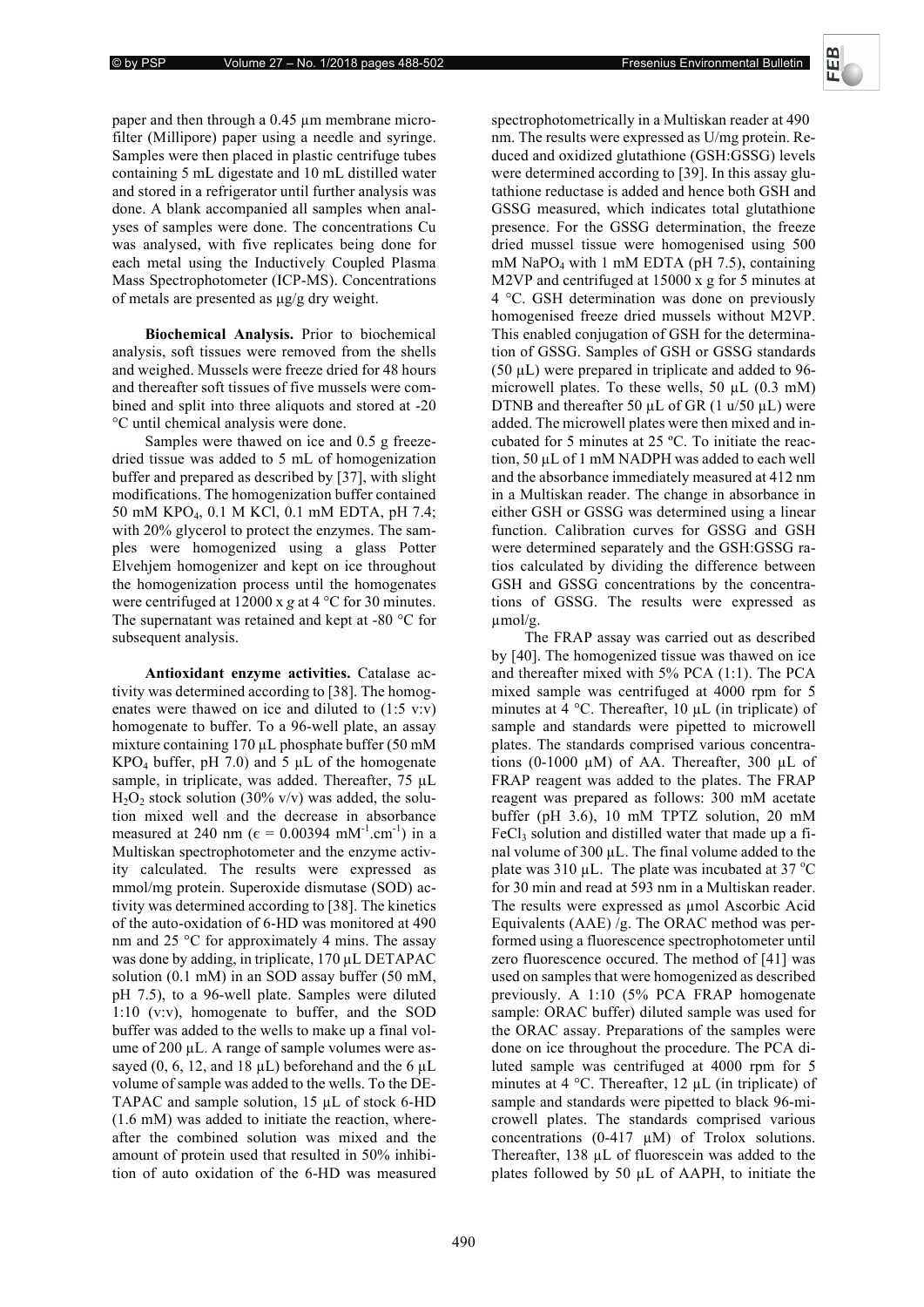paper and then through a 0.45 µm membrane microfilter (Millipore) paper using a needle and syringe. Samples were then placed in plastic centrifuge tubes containing 5 mL digestate and 10 mL distilled water and stored in a refrigerator until further analysis was done. A blank accompanied all samples when analyses of samples were done. The concentrations Cu was analysed, with five replicates being done for each metal using the Inductively Coupled Plasma Mass Spectrophotometer (ICP-MS). Concentrations of metals are presented as µg/g dry weight.

**Biochemical Analysis.** Prior to biochemical analysis, soft tissues were removed from the shells and weighed. Mussels were freeze dried for 48 hours and thereafter soft tissues of five mussels were combined and split into three aliquots and stored at -20 °C until chemical analysis were done.

Samples were thawed on ice and 0.5 g freeze-dried tissue was added to 5 mL of homogenization buffer and prepared as described by [37], with slight modifications. The homogenization buffer contained 50 mM $KPO_4$, 0.1 M KCl, 0.1 mM EDTA, pH 7.4; with 20% glycerol to protect the enzymes. The samples were homogenized using a glass Potter Elvehjem homogenizer and kept on ice throughout the homogenization process until the homogenates were centrifuged at 12000 x *g* at 4 °C for 30 minutes. The supernatant was retained and kept at -80 °C for subsequent analysis.

**Antioxidant enzyme activities.** Catalase activity was determined according to [38]. The homogenates were thawed on ice and diluted to (1:5 v:v) homogenate to buffer. To a 96-well plate, an assay mixture containing 170 µL phosphate buffer (50 mM $KPO_4$ buffer, pH 7.0) and 5 µL of the homogenate sample, in triplicate, was added. Thereafter, 75 µL $H_2O_2$ stock solution (30% v/v) was added, the solution mixed well and the decrease in absorbance measured at 240 nm ($\epsilon$ = 0.00394 $mM^{-1}.cm^{-1}$) in a Multiskan spectrophotometer and the enzyme activity calculated. The results were expressed as mmol/mg protein. Superoxide dismutase (SOD) activity was determined according to [38]. The kinetics of the auto-oxidation of 6-HD was monitored at 490 nm and 25 °C for approximately 4 mins. The assay was done by adding, in triplicate, 170 µL DETAPAC solution (0.1 mM) in an SOD assay buffer (50 mM, pH 7.5), to a 96-well plate. Samples were diluted 1:10 (v:v), homogenate to buffer, and the SOD buffer was added to the wells to make up a final volume of 200 µL. A range of sample volumes were assayed (0, 6, 12, and 18 µL) beforehand and the 6 µL volume of sample was added to the wells. To the DETAPAC and sample solution, 15 µL of stock 6-HD (1.6 mM) was added to initiate the reaction, whereafter the combined solution was mixed and the amount of protein used that resulted in 50% inhibition of auto oxidation of the 6-HD was measured spectrophotometrically in a Multiskan reader at 490 nm. The results were expressed as U/mg protein. Reduced and oxidized glutathione (GSH:GSSG) levels were determined according to [39]. In this assay glutathione reductase is added and hence both GSH and GSSG measured, which indicates total glutathione presence. For the GSSG determination, the freeze dried mussel tissue were homogenised using 500 mM $NaPO_4$ with 1 mM EDTA (pH 7.5), containing M2VP and centrifuged at 15000 x g for 5 minutes at 4 °C. GSH determination was done on previously homogenised freeze dried mussels without M2VP. This enabled conjugation of GSH for the determination of GSSG. Samples of GSH or GSSG standards (50 µL) were prepared in triplicate and added to 96-microwell plates. To these wells, 50 µL (0.3 mM) DTNB and thereafter 50 µL of GR (1 u/50 µL) were added. The microwell plates were then mixed and incubated for 5 minutes at 25 ºC. To initiate the reaction, 50 µL of 1 mM NADPH was added to each well and the absorbance immediately measured at 412 nm in a Multiskan reader. The change in absorbance in either GSH or GSSG was determined using a linear function. Calibration curves for GSSG and GSH were determined separately and the GSH:GSSG ratios calculated by dividing the difference between GSH and GSSG concentrations by the concentrations of GSSG. The results were expressed as µmol/g.

The FRAP assay was carried out as described by [40]. The homogenized tissue was thawed on ice and thereafter mixed with 5% PCA (1:1). The PCA mixed sample was centrifuged at 4000 rpm for 5 minutes at 4 °C. Thereafter, 10 µL (in triplicate) of sample and standards were pipetted to microwell plates. The standards comprised various concentrations (0-1000 µM) of AA. Thereafter, 300 µL of FRAP reagent was added to the plates. The FRAP reagent was prepared as follows: 300 mM acetate buffer (pH 3.6), 10 mM TPTZ solution, 20 mM $FeCl_3$ solution and distilled water that made up a final volume of 300 µL. The final volume added to the plate was 310 µL. The plate was incubated at 37 °C for 30 min and read at 593 nm in a Multiskan reader. The results were expressed as µmol Ascorbic Acid Equivalents (AAE) /g. The ORAC method was performed using a fluorescence spectrophotometer until zero fluorescence occured. The method of [41] was used on samples that were homogenized as described previously. A 1:10 (5% PCA FRAP homogenate sample: ORAC buffer) diluted sample was used for the ORAC assay. Preparations of the samples were done on ice throughout the procedure. The PCA diluted sample was centrifuged at 4000 rpm for 5 minutes at 4 °C. Thereafter, 12 µL (in triplicate) of sample and standards were pipetted to black 96-microwell plates. The standards comprised various concentrations (0-417 µM) of Trolox solutions. Thereafter, 138 µL of fluorescein was added to the plates followed by 50 µL of AAPH, to initiate the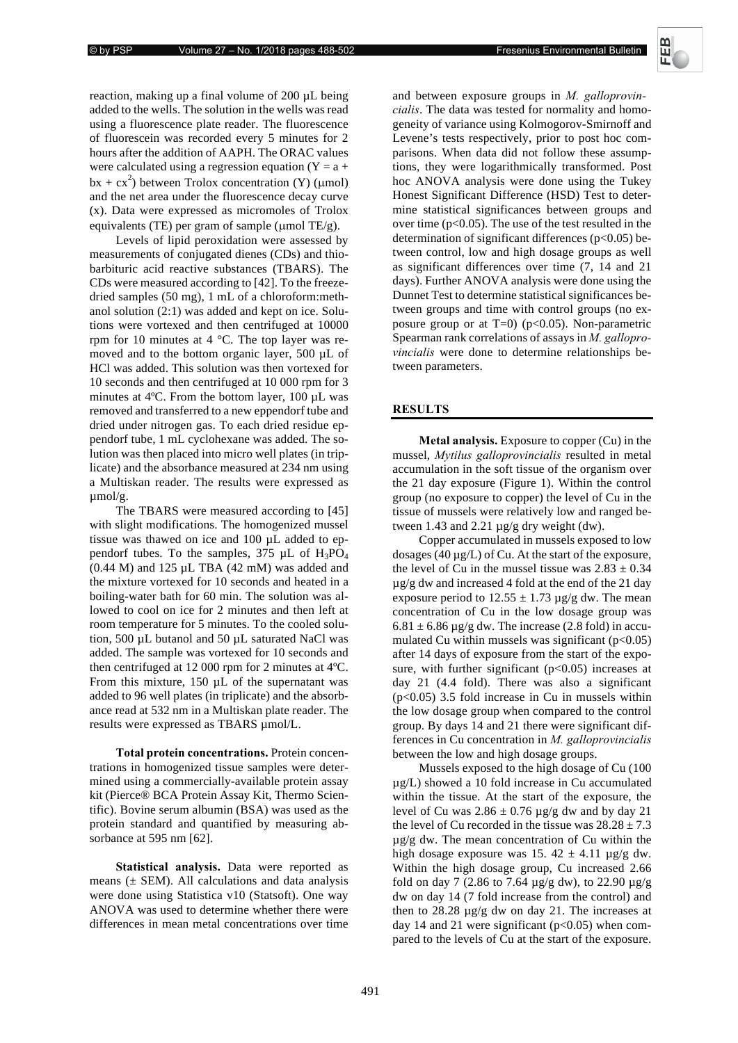reaction, making up a final volume of 200 µL being added to the wells. The solution in the wells was read using a fluorescence plate reader. The fluorescence of fluorescein was recorded every 5 minutes for 2 hours after the addition of AAPH. The ORAC values were calculated using a regression equation ($Y = a + bx + cx^2$) between Trolox concentration (Y) (µmol) and the net area under the fluorescence decay curve (x). Data were expressed as micromoles of Trolox equivalents (TE) per gram of sample (µmol TE/g).

Levels of lipid peroxidation were assessed by measurements of conjugated dienes (CDs) and thiobarbituric acid reactive substances (TBARS). The CDs were measured according to [42]. To the freeze-dried samples (50 mg), 1 mL of a chloroform:methanol solution (2:1) was added and kept on ice. Solutions were vortexed and then centrifuged at 10000 rpm for 10 minutes at 4 °C. The top layer was removed and to the bottom organic layer, 500 µL of HCl was added. This solution was then vortexed for 10 seconds and then centrifuged at 10 000 rpm for 3 minutes at 4ºC. From the bottom layer, 100 µL was removed and transferred to a new eppendorf tube and dried under nitrogen gas. To each dried residue eppendorf tube, 1 mL cyclohexane was added. The solution was then placed into micro well plates (in triplicate) and the absorbance measured at 234 nm using a Multiskan reader. The results were expressed as µmol/g.

The TBARS were measured according to [45] with slight modifications. The homogenized mussel tissue was thawed on ice and 100 µL added to eppendorf tubes. To the samples, 375 µL of $H_3PO_4$ (0.44 M) and 125 µL TBA (42 mM) was added and the mixture vortexed for 10 seconds and heated in a boiling-water bath for 60 min. The solution was allowed to cool on ice for 2 minutes and then left at room temperature for 5 minutes. To the cooled solution, 500 µL butanol and 50 µL saturated NaCl was added. The sample was vortexed for 10 seconds and then centrifuged at 12 000 rpm for 2 minutes at 4ºC. From this mixture, 150 µL of the supernatant was added to 96 well plates (in triplicate) and the absorbance read at 532 nm in a Multiskan plate reader. The results were expressed as TBARS µmol/L.

**Total protein concentrations.** Protein concentrations in homogenized tissue samples were determined using a commercially-available protein assay kit (Pierce® BCA Protein Assay Kit, Thermo Scientific). Bovine serum albumin (BSA) was used as the protein standard and quantified by measuring absorbance at 595 nm [62].

**Statistical analysis.** Data were reported as means (± SEM). All calculations and data analysis were done using Statistica v10 (Statsoft). One way ANOVA was used to determine whether there were differences in mean metal concentrations over time and between exposure groups in *M. galloprovincialis*. The data was tested for normality and homogeneity of variance using Kolmogorov-Smirnoff and Levene's tests respectively, prior to post hoc comparisons. When data did not follow these assumptions, they were logarithmically transformed. Post hoc ANOVA analysis were done using the Tukey Honest Significant Difference (HSD) Test to determine statistical significances between groups and over time ($p<0.05$). The use of the test resulted in the determination of significant differences ($p<0.05$) between control, low and high dosage groups as well as significant differences over time (7, 14 and 21 days). Further ANOVA analysis were done using the Dunnet Test to determine statistical significances between groups and time with control groups (no exposure group or at T=0) ($p<0.05$). Non-parametric Spearman rank correlations of assays in *M. galloprovincialis* were done to determine relationships between parameters.

## RESULTS

**Metal analysis.** Exposure to copper (Cu) in the mussel, *Mytilus galloprovincialis* resulted in metal accumulation in the soft tissue of the organism over the 21 day exposure (Figure 1). Within the control group (no exposure to copper) the level of Cu in the tissue of mussels were relatively low and ranged between 1.43 and 2.21 µg/g dry weight (dw).

Copper accumulated in mussels exposed to low dosages (40 µg/L) of Cu. At the start of the exposure, the level of Cu in the mussel tissue was 2.83 ± 0.34 µg/g dw and increased 4 fold at the end of the 21 day exposure period to 12.55 ± 1.73 µg/g dw. The mean concentration of Cu in the low dosage group was 6.81 ± 6.86 µg/g dw. The increase (2.8 fold) in accumulated Cu within mussels was significant ($p<0.05$) after 14 days of exposure from the start of the exposure, with further significant ($p<0.05$) increases at day 21 (4.4 fold). There was also a significant ($p<0.05$) 3.5 fold increase in Cu in mussels within the low dosage group when compared to the control group. By days 14 and 21 there were significant differences in Cu concentration in *M. galloprovincialis* between the low and high dosage groups.

Mussels exposed to the high dosage of Cu (100 µg/L) showed a 10 fold increase in Cu accumulated within the tissue. At the start of the exposure, the level of Cu was 2.86 ± 0.76 µg/g dw and by day 21 the level of Cu recorded in the tissue was 28.28 ± 7.3 µg/g dw. The mean concentration of Cu within the high dosage exposure was 15. 42 ± 4.11 µg/g dw. Within the high dosage group, Cu increased 2.66 fold on day 7 (2.86 to 7.64 µg/g dw), to 22.90 µg/g dw on day 14 (7 fold increase from the control) and then to 28.28 µg/g dw on day 21. The increases at day 14 and 21 were significant ($p<0.05$) when compared to the levels of Cu at the start of the exposure.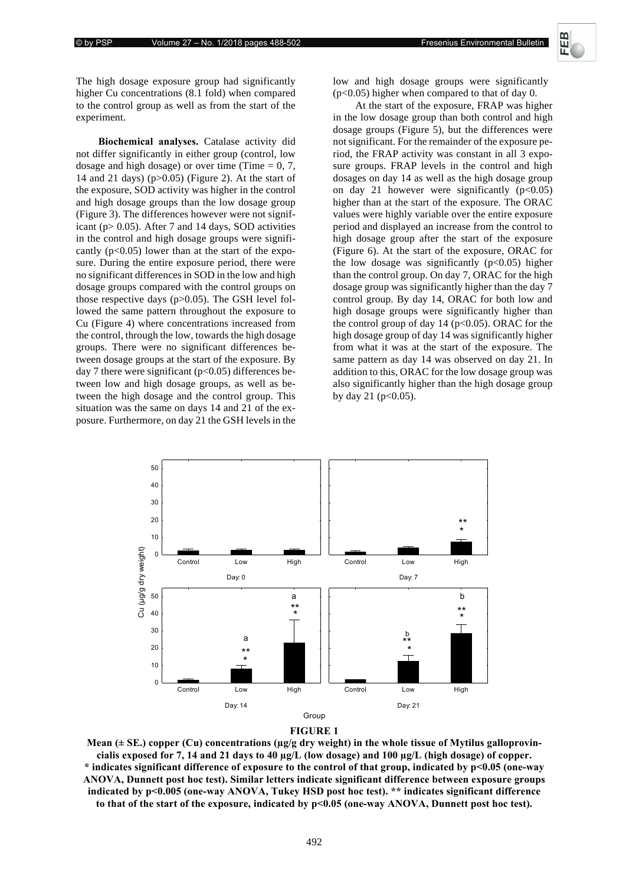The high dosage exposure group had significantly higher Cu concentrations (8.1 fold) when compared to the control group as well as from the start of the experiment.

**Biochemical analyses.** Catalase activity did not differ significantly in either group (control, low dosage and high dosage) or over time (Time = 0, 7, 14 and 21 days) ($p>0.05$) (Figure 2). At the start of the exposure, SOD activity was higher in the control and high dosage groups than the low dosage group (Figure 3). The differences however were not significant ($p> 0.05$). After 7 and 14 days, SOD activities in the control and high dosage groups were significantly ($p<0.05$) lower than at the start of the exposure. During the entire exposure period, there were no significant differences in SOD in the low and high dosage groups compared with the control groups on those respective days ($p>0.05$). The GSH level followed the same pattern throughout the exposure to Cu (Figure 4) where concentrations increased from the control, through the low, towards the high dosage groups. There were no significant differences between dosage groups at the start of the exposure. By day 7 there were significant ($p<0.05$) differences between low and high dosage groups, as well as between the high dosage and the control group. This situation was the same on days 14 and 21 of the exposure. Furthermore, on day 21 the GSH levels in the low and high dosage groups were significantly ($p<0.05$) higher when compared to that of day 0.

At the start of the exposure, FRAP was higher in the low dosage group than both control and high dosage groups (Figure 5), but the differences were not significant. For the remainder of the exposure period, the FRAP activity was constant in all 3 exposure groups. FRAP levels in the control and high dosages on day 14 as well as the high dosage group on day 21 however were significantly ($p<0.05$) higher than at the start of the exposure. The ORAC values were highly variable over the entire exposure period and displayed an increase from the control to high dosage group after the start of the exposure (Figure 6). At the start of the exposure, ORAC for the low dosage was significantly ($p<0.05$) higher than the control group. On day 7, ORAC for the high dosage group was significantly higher than the day 7 control group. By day 14, ORAC for both low and high dosage groups were significantly higher than the control group of day 14 ($p<0.05$). ORAC for the high dosage group of day 14 was significantly higher from what it was at the start of the exposure. The same pattern as day 14 was observed on day 21. In addition to this, ORAC for the low dosage group was also significantly higher than the high dosage group by day 21 ($p<0.05$).

**FIGURE 1**

**Mean (± SE.) copper (Cu) concentrations (µg/g dry weight) in the whole tissue of Mytilus galloprovincialis exposed for 7, 14 and 21 days to 40 µg/L (low dosage) and 100 µg/L (high dosage) of copper. * indicates significant difference of exposure to the control of that group, indicated by $p<0.05$ (one-way ANOVA, Dunnett post hoc test). Similar letters indicate significant difference between exposure groups indicated by $p<0.005$ (one-way ANOVA, Tukey HSD post hoc test). ** indicates significant difference to that of the start of the exposure, indicated by $p<0.05$ (one-way ANOVA, Dunnett post hoc test).**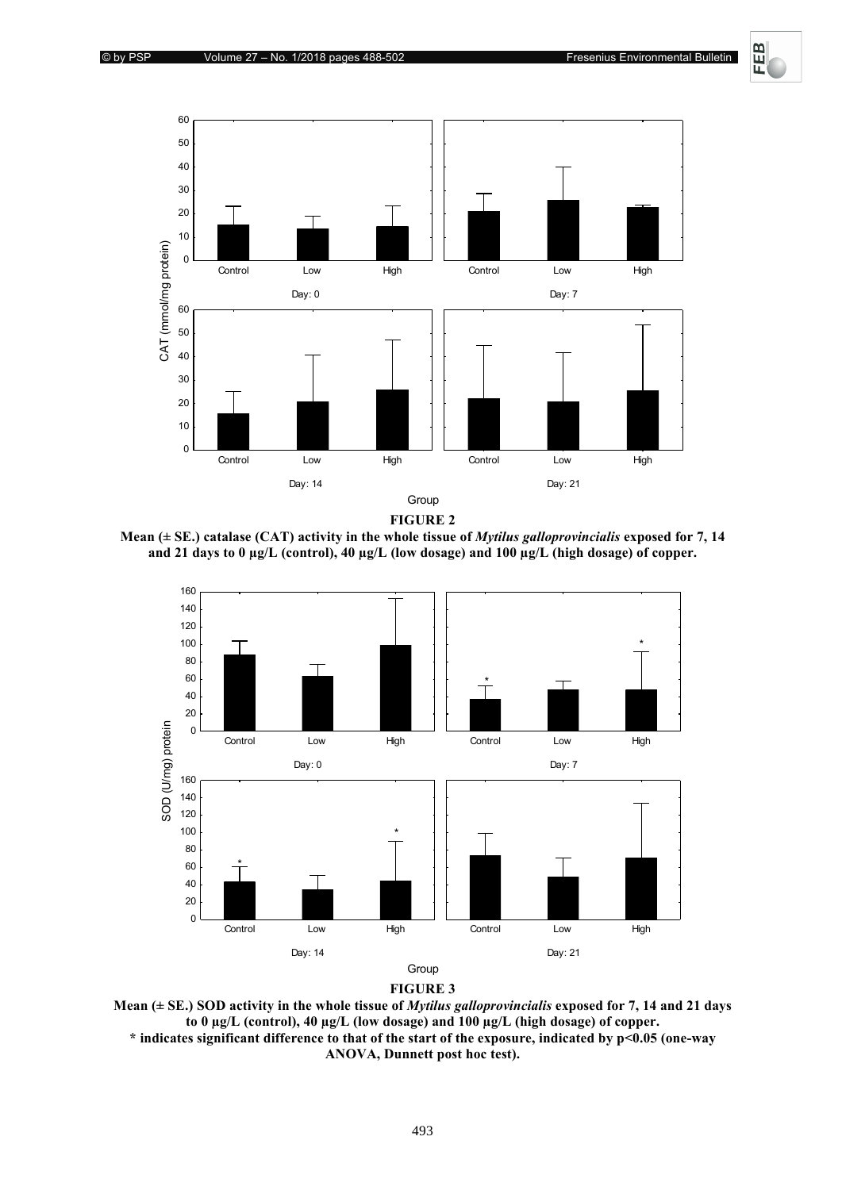**FIGURE 2**

**Mean (± SE.) catalase (CAT) activity in the whole tissue of *Mytilus galloprovincialis* exposed for 7, 14 and 21 days to 0 µg/L (control), 40 µg/L (low dosage) and 100 µg/L (high dosage) of copper.**

**FIGURE 3**

**Mean (± SE.) SOD activity in the whole tissue of *Mytilus galloprovincialis* exposed for 7, 14 and 21 days to 0 µg/L (control), 40 µg/L (low dosage) and 100 µg/L (high dosage) of copper.**
**\* indicates significant difference to that of the start of the exposure, indicated by $p<0.05$ (one-way ANOVA, Dunnett post hoc test).**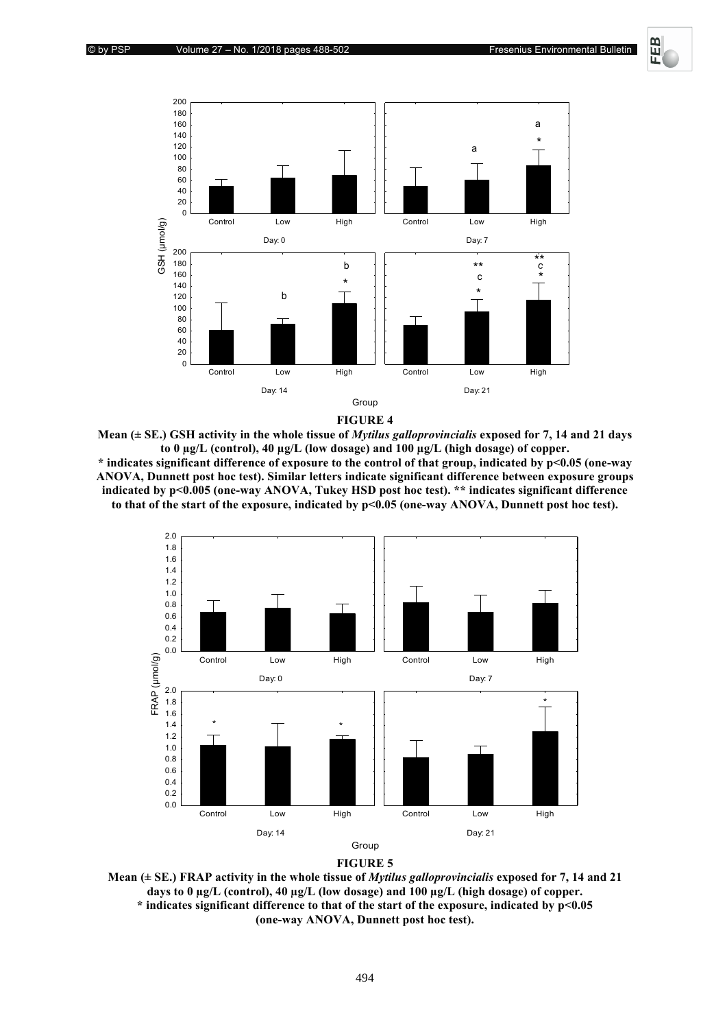**FIGURE 4**

**Mean (± SE.) GSH activity in the whole tissue of *Mytilus galloprovincialis* exposed for 7, 14 and 21 days to 0 µg/L (control), 40 µg/L (low dosage) and 100 µg/L (high dosage) of copper.**
**\* indicates significant difference of exposure to the control of that group, indicated by $p<0.05$ (one-way ANOVA, Dunnett post hoc test). Similar letters indicate significant difference between exposure groups indicated by $p<0.005$ (one-way ANOVA, Tukey HSD post hoc test). \*\* indicates significant difference to that of the start of the exposure, indicated by $p<0.05$ (one-way ANOVA, Dunnett post hoc test).**

**FIGURE 5**

**Mean (± SE.) FRAP activity in the whole tissue of *Mytilus galloprovincialis* exposed for 7, 14 and 21 days to 0 µg/L (control), 40 µg/L (low dosage) and 100 µg/L (high dosage) of copper.**
**\* indicates significant difference to that of the start of the exposure, indicated by $p<0.05$ (one-way ANOVA, Dunnett post hoc test).**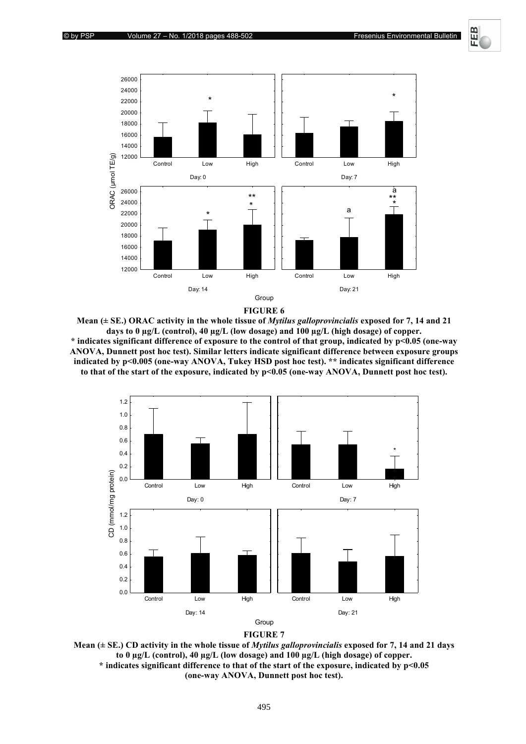**FIGURE 6**

**Mean (± SE.) ORAC activity in the whole tissue of *Mytilus galloprovincialis* exposed for 7, 14 and 21 days to 0 µg/L (control), 40 µg/L (low dosage) and 100 µg/L (high dosage) of copper.**
**\* indicates significant difference of exposure to the control of that group, indicated by $p<0.05$ (one-way ANOVA, Dunnett post hoc test). Similar letters indicate significant difference between exposure groups indicated by $p<0.005$ (one-way ANOVA, Tukey HSD post hoc test). \*\* indicates significant difference to that of the start of the exposure, indicated by $p<0.05$ (one-way ANOVA, Dunnett post hoc test).**

**FIGURE 7**

**Mean (± SE.) CD activity in the whole tissue of *Mytilus galloprovincialis* exposed for 7, 14 and 21 days to 0 µg/L (control), 40 µg/L (low dosage) and 100 µg/L (high dosage) of copper.**
**\* indicates significant difference to that of the start of the exposure, indicated by $p<0.05$ (one-way ANOVA, Dunnett post hoc test).**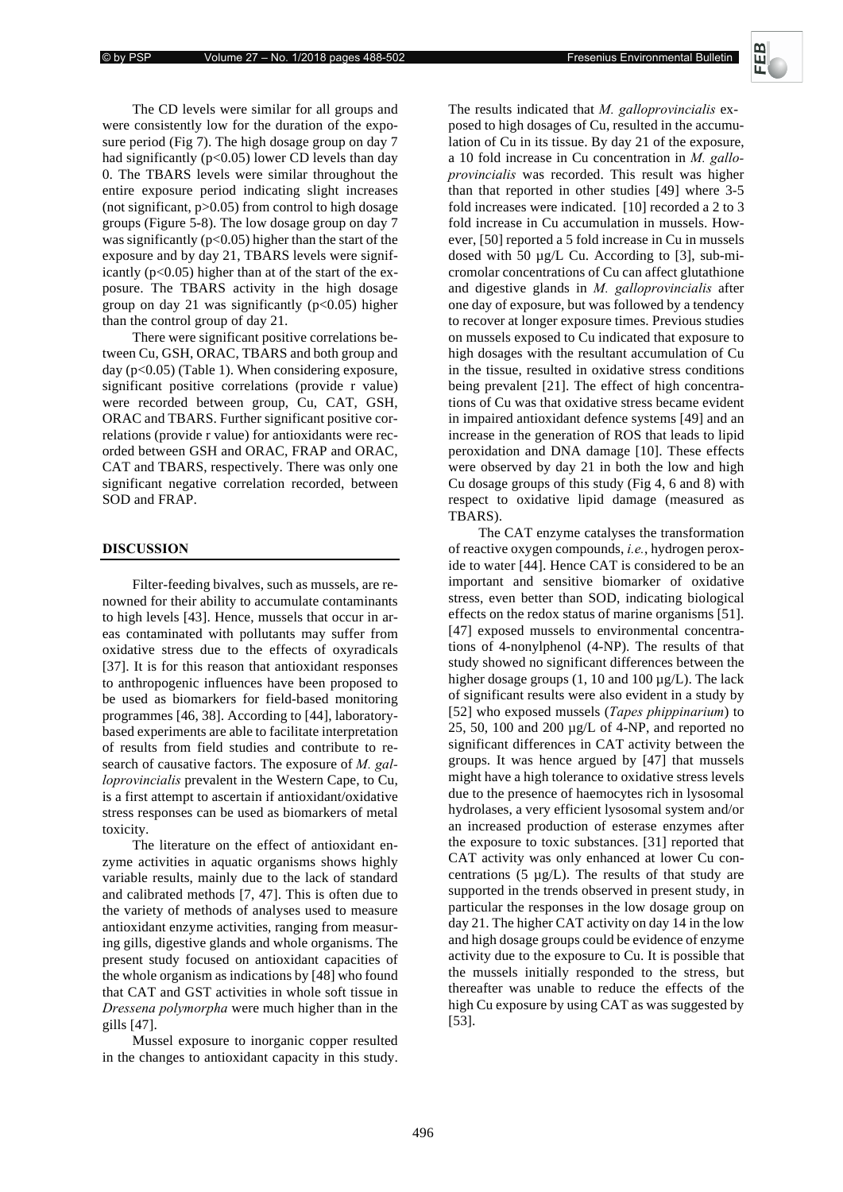The CD levels were similar for all groups and were consistently low for the duration of the exposure period (Fig 7). The high dosage group on day 7 had significantly ($p<0.05$) lower CD levels than day 0. The TBARS levels were similar throughout the entire exposure period indicating slight increases (not significant, $p>0.05$) from control to high dosage groups (Figure 5-8). The low dosage group on day 7 was significantly ($p<0.05$) higher than the start of the exposure and by day 21, TBARS levels were significantly ($p<0.05$) higher than at of the start of the exposure. The TBARS activity in the high dosage group on day 21 was significantly ($p<0.05$) higher than the control group of day 21.

There were significant positive correlations between Cu, GSH, ORAC, TBARS and both group and day ($p<0.05$) (Table 1). When considering exposure, significant positive correlations (provide r value) were recorded between group, Cu, CAT, GSH, ORAC and TBARS. Further significant positive correlations (provide r value) for antioxidants were recorded between GSH and ORAC, FRAP and ORAC, CAT and TBARS, respectively. There was only one significant negative correlation recorded, between SOD and FRAP.

## DISCUSSION

Filter-feeding bivalves, such as mussels, are renowned for their ability to accumulate contaminants to high levels [43]. Hence, mussels that occur in areas contaminated with pollutants may suffer from oxidative stress due to the effects of oxyradicals [37]. It is for this reason that antioxidant responses to anthropogenic influences have been proposed to be used as biomarkers for field-based monitoring programmes [46, 38]. According to [44], laboratory-based experiments are able to facilitate interpretation of results from field studies and contribute to research of causative factors. The exposure of *M. galloprovincialis* prevalent in the Western Cape, to Cu, is a first attempt to ascertain if antioxidant/oxidative stress responses can be used as biomarkers of metal toxicity.

The literature on the effect of antioxidant enzyme activities in aquatic organisms shows highly variable results, mainly due to the lack of standard and calibrated methods [7, 47]. This is often due to the variety of methods of analyses used to measure antioxidant enzyme activities, ranging from measuring gills, digestive glands and whole organisms. The present study focused on antioxidant capacities of the whole organism as indications by [48] who found that CAT and GST activities in whole soft tissue in *Dressena polymorpha* were much higher than in the gills [47].

Mussel exposure to inorganic copper resulted in the changes to antioxidant capacity in this study. The results indicated that *M. galloprovincialis* exposed to high dosages of Cu, resulted in the accumulation of Cu in its tissue. By day 21 of the exposure, a 10 fold increase in Cu concentration in *M. galloprovincialis* was recorded. This result was higher than that reported in other studies [49] where 3-5 fold increases were indicated. [10] recorded a 2 to 3 fold increase in Cu accumulation in mussels. However, [50] reported a 5 fold increase in Cu in mussels dosed with 50 µg/L Cu. According to [3], sub-micromolar concentrations of Cu can affect glutathione and digestive glands in *M. galloprovincialis* after one day of exposure, but was followed by a tendency to recover at longer exposure times. Previous studies on mussels exposed to Cu indicated that exposure to high dosages with the resultant accumulation of Cu in the tissue, resulted in oxidative stress conditions being prevalent [21]. The effect of high concentrations of Cu was that oxidative stress became evident in impaired antioxidant defence systems [49] and an increase in the generation of ROS that leads to lipid peroxidation and DNA damage [10]. These effects were observed by day 21 in both the low and high Cu dosage groups of this study (Fig 4, 6 and 8) with respect to oxidative lipid damage (measured as TBARS).

The CAT enzyme catalyses the transformation of reactive oxygen compounds, *i.e.*, hydrogen peroxide to water [44]. Hence CAT is considered to be an important and sensitive biomarker of oxidative stress, even better than SOD, indicating biological effects on the redox status of marine organisms [51]. [47] exposed mussels to environmental concentrations of 4-nonylphenol (4-NP). The results of that study showed no significant differences between the higher dosage groups (1, 10 and 100 µg/L). The lack of significant results were also evident in a study by [52] who exposed mussels (*Tapes phippinarium*) to 25, 50, 100 and 200 µg/L of 4-NP, and reported no significant differences in CAT activity between the groups. It was hence argued by [47] that mussels might have a high tolerance to oxidative stress levels due to the presence of haemocytes rich in lysosomal hydrolases, a very efficient lysosomal system and/or an increased production of esterase enzymes after the exposure to toxic substances. [31] reported that CAT activity was only enhanced at lower Cu concentrations (5 µg/L). The results of that study are supported in the trends observed in present study, in particular the responses in the low dosage group on day 21. The higher CAT activity on day 14 in the low and high dosage groups could be evidence of enzyme activity due to the exposure to Cu. It is possible that the mussels initially responded to the stress, but thereafter was unable to reduce the effects of the high Cu exposure by using CAT as was suggested by [53].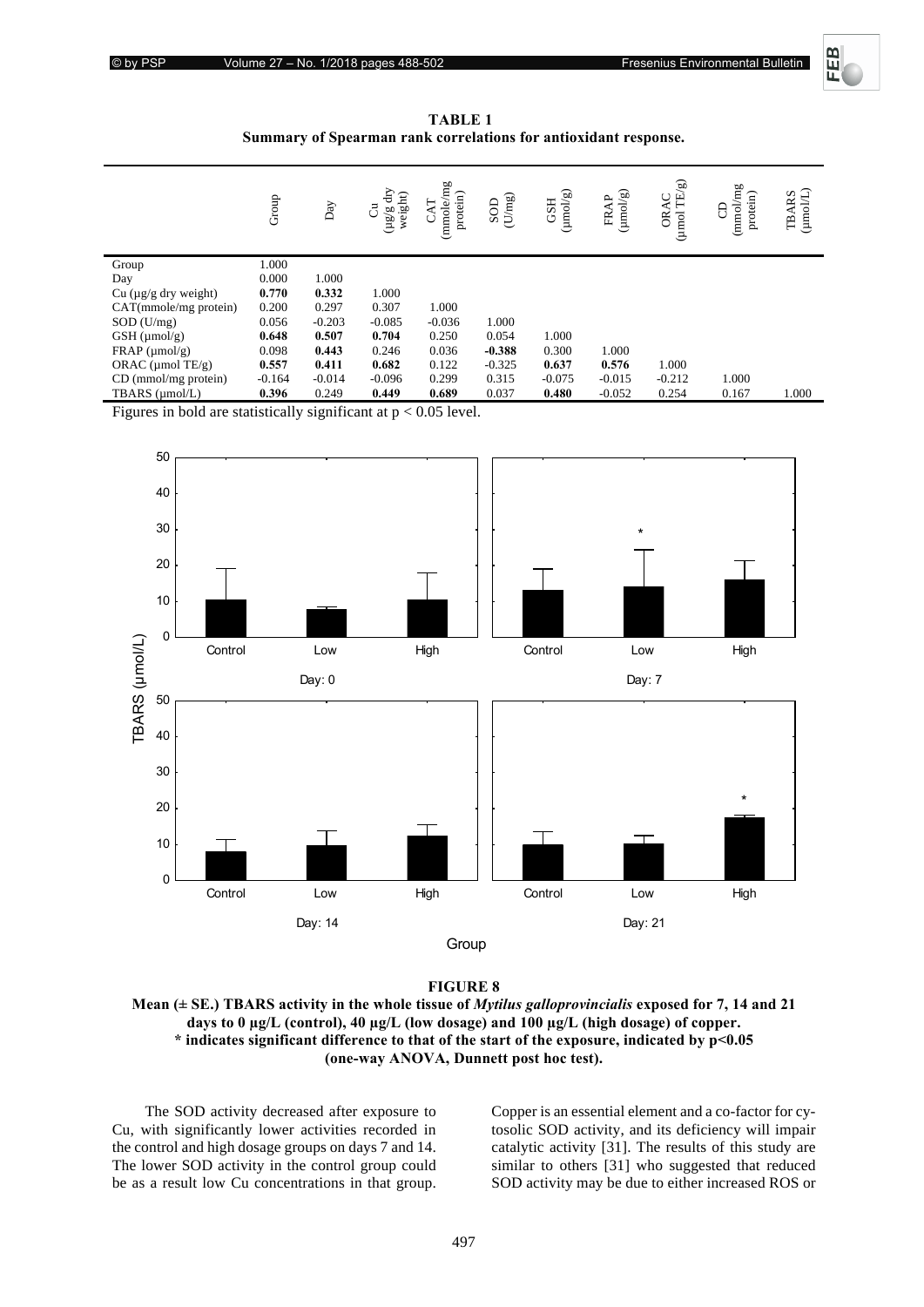**TABLE 1**
**Summary of Spearman rank correlations for antioxidant response.**

| | Group | Day | Cu (µg/g dry weight) | CAT (mmole/mg protein) | SOD (U/mg) | GSH (µmol/g) | FRAP (µmol/g) | ORAC (µmol TE/g) | CD (mmol/mg protein) | TBARS (µmol/L) |
|---|---|---|---|---|---|---|---|---|---|---|
| Group | 1.000 | | | | | | | | | |
| Day | 0.000 | 1.000 | | | | | | | | |
| Cu (µg/g dry weight) | **0.770** | **0.332** | 1.000 | | | | | | | |
| CAT(mmole/mg protein) | 0.200 | 0.297 | 0.307 | 1.000 | | | | | | |
| SOD (U/mg) | 0.056 | -0.203 | -0.085 | -0.036 | 1.000 | | | | | |
| GSH (µmol/g) | **0.648** | **0.507** | **0.704** | 0.250 | 0.054 | 1.000 | | | | |
| FRAP (µmol/g) | 0.098 | **0.443** | 0.246 | 0.036 | **-0.388** | 0.300 | 1.000 | | | |
| ORAC (µmol TE/g) | **0.557** | **0.411** | **0.682** | 0.122 | -0.325 | **0.637** | **0.576** | 1.000 | | |
| CD (mmol/mg protein) | -0.164 | -0.014 | -0.096 | 0.299 | 0.315 | -0.075 | -0.015 | -0.212 | 1.000 | |
| TBARS (µmol/L) | **0.396** | 0.249 | **0.449** | **0.689** | 0.037 | **0.480** | -0.052 | 0.254 | 0.167 | 1.000 |

Figures in bold are statistically significant at $p < 0.05$ level.

**FIGURE 8**
**Mean (± SE.) TBARS activity in the whole tissue of *Mytilus galloprovincialis* exposed for 7, 14 and 21 days to 0 µg/L (control), 40 µg/L (low dosage) and 100 µg/L (high dosage) of copper. \* indicates significant difference to that of the start of the exposure, indicated by p<0.05 (one-way ANOVA, Dunnett post hoc test).**

The SOD activity decreased after exposure to Cu, with significantly lower activities recorded in the control and high dosage groups on days 7 and 14. The lower SOD activity in the control group could be as a result low Cu concentrations in that group. Copper is an essential element and a co-factor for cytosolic SOD activity, and its deficiency will impair catalytic activity [31]. The results of this study are similar to others [31] who suggested that reduced SOD activity may be due to either increased ROS or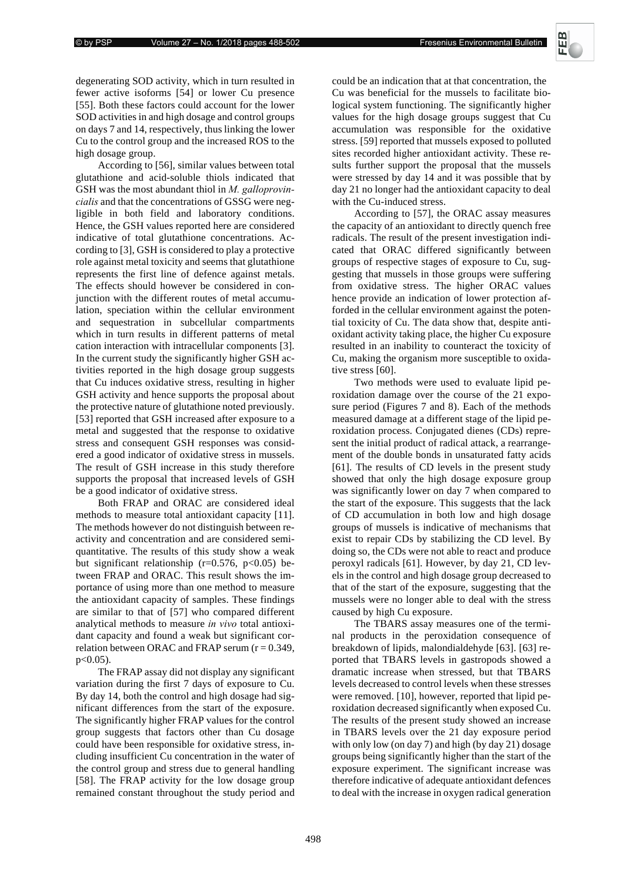degenerating SOD activity, which in turn resulted in fewer active isoforms [54] or lower Cu presence [55]. Both these factors could account for the lower SOD activities in and high dosage and control groups on days 7 and 14, respectively, thus linking the lower Cu to the control group and the increased ROS to the high dosage group.

According to [56], similar values between total glutathione and acid-soluble thiols indicated that GSH was the most abundant thiol in *M. galloprovincialis* and that the concentrations of GSSG were negligible in both field and laboratory conditions. Hence, the GSH values reported here are considered indicative of total glutathione concentrations. According to [3], GSH is considered to play a protective role against metal toxicity and seems that glutathione represents the first line of defence against metals. The effects should however be considered in conjunction with the different routes of metal accumulation, speciation within the cellular environment and sequestration in subcellular compartments which in turn results in different patterns of metal cation interaction with intracellular components [3]. In the current study the significantly higher GSH activities reported in the high dosage group suggests that Cu induces oxidative stress, resulting in higher GSH activity and hence supports the proposal about the protective nature of glutathione noted previously. [53] reported that GSH increased after exposure to a metal and suggested that the response to oxidative stress and consequent GSH responses was considered a good indicator of oxidative stress in mussels. The result of GSH increase in this study therefore supports the proposal that increased levels of GSH be a good indicator of oxidative stress.

Both FRAP and ORAC are considered ideal methods to measure total antioxidant capacity [11]. The methods however do not distinguish between reactivity and concentration and are considered semi-quantitative. The results of this study show a weak but significant relationship ($r=0.576$, $p<0.05$) between FRAP and ORAC. This result shows the importance of using more than one method to measure the antioxidant capacity of samples. These findings are similar to that of [57] who compared different analytical methods to measure *in vivo* total antioxidant capacity and found a weak but significant correlation between ORAC and FRAP serum ($r = 0.349$, $p<0.05$).

The FRAP assay did not display any significant variation during the first 7 days of exposure to Cu. By day 14, both the control and high dosage had significant differences from the start of the exposure. The significantly higher FRAP values for the control group suggests that factors other than Cu dosage could have been responsible for oxidative stress, including insufficient Cu concentration in the water of the control group and stress due to general handling [58]. The FRAP activity for the low dosage group remained constant throughout the study period and could be an indication that at that concentration, the Cu was beneficial for the mussels to facilitate biological system functioning. The significantly higher values for the high dosage groups suggest that Cu accumulation was responsible for the oxidative stress. [59] reported that mussels exposed to polluted sites recorded higher antioxidant activity. These results further support the proposal that the mussels were stressed by day 14 and it was possible that by day 21 no longer had the antioxidant capacity to deal with the Cu-induced stress.

According to [57], the ORAC assay measures the capacity of an antioxidant to directly quench free radicals. The result of the present investigation indicated that ORAC differed significantly between groups of respective stages of exposure to Cu, suggesting that mussels in those groups were suffering from oxidative stress. The higher ORAC values hence provide an indication of lower protection afforded in the cellular environment against the potential toxicity of Cu. The data show that, despite antioxidant activity taking place, the higher Cu exposure resulted in an inability to counteract the toxicity of Cu, making the organism more susceptible to oxidative stress [60].

Two methods were used to evaluate lipid peroxidation damage over the course of the 21 exposure period (Figures 7 and 8). Each of the methods measured damage at a different stage of the lipid peroxidation process. Conjugated dienes (CDs) represent the initial product of radical attack, a rearrangement of the double bonds in unsaturated fatty acids [61]. The results of CD levels in the present study showed that only the high dosage exposure group was significantly lower on day 7 when compared to the start of the exposure. This suggests that the lack of CD accumulation in both low and high dosage groups of mussels is indicative of mechanisms that exist to repair CDs by stabilizing the CD level. By doing so, the CDs were not able to react and produce peroxyl radicals [61]. However, by day 21, CD levels in the control and high dosage group decreased to that of the start of the exposure, suggesting that the mussels were no longer able to deal with the stress caused by high Cu exposure.

The TBARS assay measures one of the terminal products in the peroxidation consequence of breakdown of lipids, malondialdehyde [63]. [63] reported that TBARS levels in gastropods showed a dramatic increase when stressed, but that TBARS levels decreased to control levels when these stresses were removed. [10], however, reported that lipid peroxidation decreased significantly when exposed Cu. The results of the present study showed an increase in TBARS levels over the 21 day exposure period with only low (on day 7) and high (by day 21) dosage groups being significantly higher than the start of the exposure experiment. The significant increase was therefore indicative of adequate antioxidant defences to deal with the increase in oxygen radical generation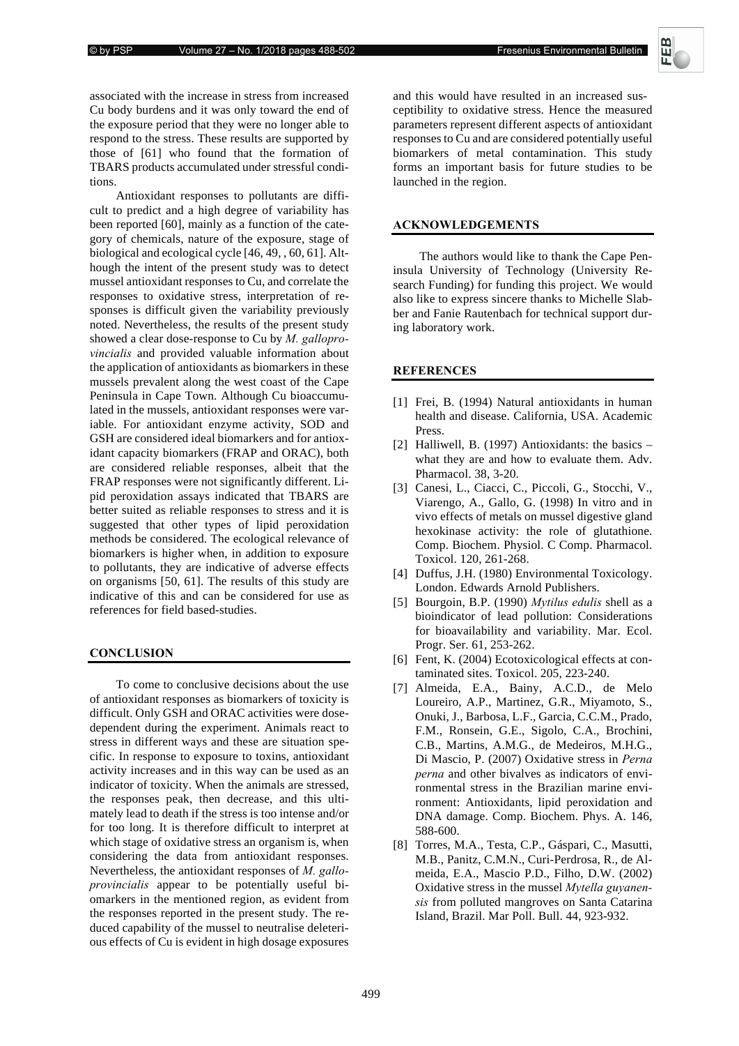associated with the increase in stress from increased Cu body burdens and it was only toward the end of the exposure period that they were no longer able to respond to the stress. These results are supported by those of [61] who found that the formation of TBARS products accumulated under stressful conditions.

Antioxidant responses to pollutants are difficult to predict and a high degree of variability has been reported [60], mainly as a function of the category of chemicals, nature of the exposure, stage of biological and ecological cycle [46, 49, , 60, 61]. Although the intent of the present study was to detect mussel antioxidant responses to Cu, and correlate the responses to oxidative stress, interpretation of responses is difficult given the variability previously noted. Nevertheless, the results of the present study showed a clear dose-response to Cu by *M. galloprovincialis* and provided valuable information about the application of antioxidants as biomarkers in these mussels prevalent along the west coast of the Cape Peninsula in Cape Town. Although Cu bioaccumulated in the mussels, antioxidant responses were variable. For antioxidant enzyme activity, SOD and GSH are considered ideal biomarkers and for antioxidant capacity biomarkers (FRAP and ORAC), both are considered reliable responses, albeit that the FRAP responses were not significantly different. Lipid peroxidation assays indicated that TBARS are better suited as reliable responses to stress and it is suggested that other types of lipid peroxidation methods be considered. The ecological relevance of biomarkers is higher when, in addition to exposure to pollutants, they are indicative of adverse effects on organisms [50, 61]. The results of this study are indicative of this and can be considered for use as references for field based-studies.

## CONCLUSION

To come to conclusive decisions about the use of antioxidant responses as biomarkers of toxicity is difficult. Only GSH and ORAC activities were dose-dependent during the experiment. Animals react to stress in different ways and these are situation specific. In response to exposure to toxins, antioxidant activity increases and in this way can be used as an indicator of toxicity. When the animals are stressed, the responses peak, then decrease, and this ultimately lead to death if the stress is too intense and/or for too long. It is therefore difficult to interpret at which stage of oxidative stress an organism is, when considering the data from antioxidant responses. Nevertheless, the antioxidant responses of *M. galloprovincialis* appear to be potentially useful biomarkers in the mentioned region, as evident from the responses reported in the present study. The reduced capability of the mussel to neutralise deleterious effects of Cu is evident in high dosage exposures and this would have resulted in an increased susceptibility to oxidative stress. Hence the measured parameters represent different aspects of antioxidant responses to Cu and are considered potentially useful biomarkers of metal contamination. This study forms an important basis for future studies to be launched in the region.

## ACKNOWLEDGEMENTS

The authors would like to thank the Cape Peninsula University of Technology (University Research Funding) for funding this project. We would also like to express sincere thanks to Michelle Slabber and Fanie Rautenbach for technical support during laboratory work.

## REFERENCES

[1] Frei, B. (1994) Natural antioxidants in human health and disease. California, USA. Academic Press.

[2] Halliwell, B. (1997) Antioxidants: the basics – what they are and how to evaluate them. Adv. Pharmacol. 38, 3-20.

[3] Canesi, L., Ciacci, C., Piccoli, G., Stocchi, V., Viarengo, A., Gallo, G. (1998) In vitro and in vivo effects of metals on mussel digestive gland hexokinase activity: the role of glutathione. Comp. Biochem. Physiol. C Comp. Pharmacol. Toxicol. 120, 261-268.

[4] Duffus, J.H. (1980) Environmental Toxicology. London. Edwards Arnold Publishers.

[5] Bourgoin, B.P. (1990) *Mytilus edulis* shell as a bioindicator of lead pollution: Considerations for bioavailability and variability. Mar. Ecol. Progr. Ser. 61, 253-262.

[6] Fent, K. (2004) Ecotoxicological effects at contaminated sites. Toxicol. 205, 223-240.

[7] Almeida, E.A., Bainy, A.C.D., de Melo Loureiro, A.P., Martinez, G.R., Miyamoto, S., Onuki, J., Barbosa, L.F., Garcia, C.C.M., Prado, F.M., Ronsein, G.E., Sigolo, C.A., Brochini, C.B., Martins, A.M.G., de Medeiros, M.H.G., Di Mascio, P. (2007) Oxidative stress in *Perna perna* and other bivalves as indicators of environmental stress in the Brazilian marine environment: Antioxidants, lipid peroxidation and DNA damage. Comp. Biochem. Phys. A. 146, 588-600.

[8] Torres, M.A., Testa, C.P., Gáspari, C., Masutti, M.B., Panitz, C.M.N., Curi-Perdrosa, R., de Almeida, E.A., Mascio P.D., Filho, D.W. (2002) Oxidative stress in the mussel *Mytella guyanensis* from polluted mangroves on Santa Catarina Island, Brazil. Mar Poll. Bull. 44, 923-932.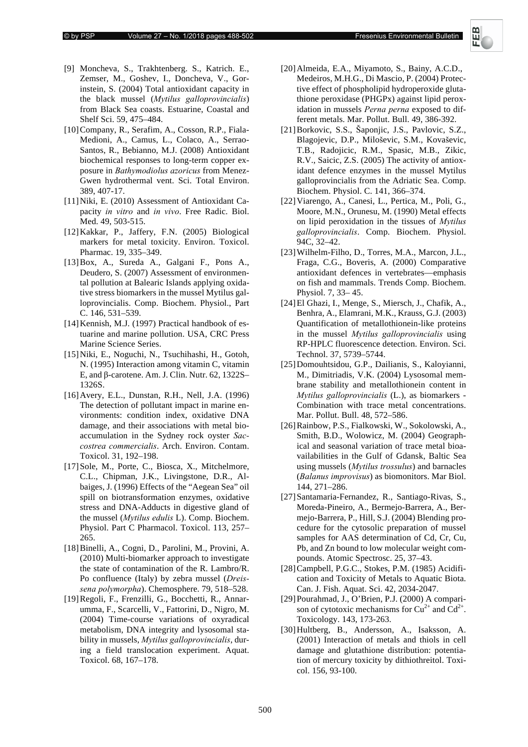[9] Moncheva, S., Trakhtenberg. S., Katrich. E., Zemser, M., Goshev, I., Doncheva, V., Gorinstein, S. (2004) Total antioxidant capacity in the black mussel (*Mytilus galloprovincialis*) from Black Sea coasts. Estuarine, Coastal and Shelf Sci. 59, 475–484.

[10] Company, R., Serafim, A., Cosson, R.P., Fiala-Medioni, A., Camus, L., Colaco, A., Serrao-Santos, R., Bebianno, M.J. (2008) Antioxidant biochemical responses to long-term copper exposure in *Bathymodiolus azoricus* from Menez-Gwen hydrothermal vent. Sci. Total Environ. 389, 407-17.

[11] Niki, E. (2010) Assessment of Antioxidant Capacity *in vitro* and *in vivo*. Free Radic. Biol. Med. 49, 503-515.

[12] Kakkar, P., Jaffery, F.N. (2005) Biological markers for metal toxicity. Environ. Toxicol. Pharmac. 19, 335–349.

[13] Box, A., Sureda A., Galgani F., Pons A., Deudero, S. (2007) Assessment of environmental pollution at Balearic Islands applying oxidative stress biomarkers in the mussel Mytilus galloprovincialis. Comp. Biochem. Physiol., Part C. 146, 531–539.

[14] Kennish, M.J. (1997) Practical handbook of estuarine and marine pollution. USA, CRC Press Marine Science Series.

[15] Niki, E., Noguchi, N., Tsuchihashi, H., Gotoh, N. (1995) Interaction among vitamin C, vitamin E, and β-carotene. Am. J. Clin. Nutr. 62, 1322S–1326S.

[16] Avery, E.L., Dunstan, R.H., Nell, J.A. (1996) The detection of pollutant impact in marine environments: condition index, oxidative DNA damage, and their associations with metal bioaccumulation in the Sydney rock oyster *Saccostrea commercialis*. Arch. Environ. Contam. Toxicol. 31, 192–198.

[17] Sole, M., Porte, C., Biosca, X., Mitchelmore, C.L., Chipman, J.K., Livingstone, D.R., Albaiges, J. (1996) Effects of the "Aegean Sea" oil spill on biotransformation enzymes, oxidative stress and DNA-Adducts in digestive gland of the mussel (*Mytilus edulis* L). Comp. Biochem. Physiol. Part C Pharmacol. Toxicol. 113, 257–265.

[18] Binelli, A., Cogni, D., Parolini, M., Provini, A. (2010) Multi-biomarker approach to investigate the state of contamination of the R. Lambro/R. Po confluence (Italy) by zebra mussel (*Dreissena polymorpha*). Chemosphere. 79, 518–528.

[19] Regoli, F., Frenzilli, G., Bocchetti, R., Annarumma, F., Scarcelli, V., Fattorini, D., Nigro, M. (2004) Time-course variations of oxyradical metabolism, DNA integrity and lysosomal stability in mussels, *Mytilus galloprovincialis*, during a field translocation experiment. Aquat. Toxicol. 68, 167–178.

[20] Almeida, E.A., Miyamoto, S., Bainy, A.C.D., Medeiros, M.H.G., Di Mascio, P. (2004) Protective effect of phospholipid hydroperoxide glutathione peroxidase (PHGPx) against lipid peroxidation in mussels *Perna perna* exposed to different metals. Mar. Pollut. Bull. 49, 386-392.

[21] Borkovic, S.S., Šaponjic, J.S., Pavlovic, S.Z., Blagojevic, D.P., Miloševic, S.M., Kovaševic, T.B., Radojicic, R.M., Spasic, M.B., Zikic, R.V., Saicic, Z.S. (2005) The activity of antioxidant defence enzymes in the mussel Mytilus galloprovincialis from the Adriatic Sea. Comp. Biochem. Physiol. C. 141, 366–374.

[22] Viarengo, A., Canesi, L., Pertica, M., Poli, G., Moore, M.N., Orunesu, M. (1990) Metal effects on lipid peroxidation in the tissues of *Mytilus galloprovincialis*. Comp. Biochem. Physiol. 94C, 32–42.

[23] Wilhelm-Filho, D., Torres, M.A., Marcon, J.L., Fraga, C.G., Boveris, A. (2000) Comparative antioxidant defences in vertebrates—emphasis on fish and mammals. Trends Comp. Biochem. Physiol. 7, 33– 45.

[24] El Ghazi, I., Menge, S., Miersch, J., Chafik, A., Benhra, A., Elamrani, M.K., Krauss, G.J. (2003) Quantification of metallothionein-like proteins in the mussel *Mytilus galloprovincialis* using RP-HPLC fluorescence detection. Environ. Sci. Technol. 37, 5739–5744.

[25] Domouhtsidou, G.P., Dailianis, S., Kaloyianni, M., Dimitriadis, V.K. (2004) Lysosomal membrane stability and metallothionein content in *Mytilus galloprovincialis* (L.), as biomarkers - Combination with trace metal concentrations. Mar. Pollut. Bull. 48, 572–586.

[26] Rainbow, P.S., Fialkowski, W., Sokolowski, A., Smith, B.D., Wolowicz, M. (2004) Geographical and seasonal variation of trace metal bioavailabilities in the Gulf of Gdansk, Baltic Sea using mussels (*Mytilus trossulus*) and barnacles (*Balanus improvisus*) as biomonitors. Mar Biol. 144, 271–286.

[27] Santamaria-Fernandez, R., Santiago-Rivas, S., Moreda-Pineiro, A., Bermejo-Barrera, A., Bermejo-Barrera, P., Hill, S.J. (2004) Blending procedure for the cytosolic preparation of mussel samples for AAS determination of Cd, Cr, Cu, Pb, and Zn bound to low molecular weight compounds. Atomic Spectrosc. 25, 37–43.

[28] Campbell, P.G.C., Stokes, P.M. (1985) Acidification and Toxicity of Metals to Aquatic Biota. Can. J. Fish. Aquat. Sci. 42, 2034-2047.

[29] Pourahmad, J., O'Brien, P.J. (2000) A comparison of cytotoxic mechanisms for $Cu^{2+}$ and $Cd^{2+}$. Toxicology. 143, 173-263.

[30] Hultberg, B., Andersson, A., Isaksson, A. (2001) Interaction of metals and thiols in cell damage and glutathione distribution: potentiation of mercury toxicity by dithiothreitol. Toxicol. 156, 93-100.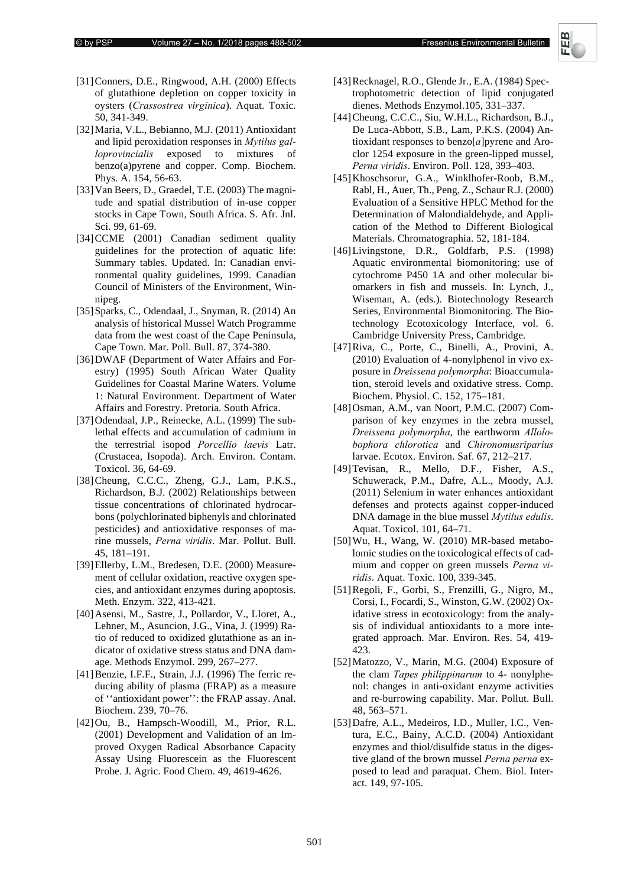[31] Conners, D.E., Ringwood, A.H. (2000) Effects of glutathione depletion on copper toxicity in oysters (*Crassostrea virginica*). Aquat. Toxic. 50, 341-349.

[32] Maria, V.L., Bebianno, M.J. (2011) Antioxidant and lipid peroxidation responses in *Mytilus galloprovincialis* exposed to mixtures of benzo(a)pyrene and copper. Comp. Biochem. Phys. A. 154, 56-63.

[33] Van Beers, D., Graedel, T.E. (2003) The magnitude and spatial distribution of in-use copper stocks in Cape Town, South Africa. S. Afr. Jnl. Sci. 99, 61-69.

[34] CCME (2001) Canadian sediment quality guidelines for the protection of aquatic life: Summary tables. Updated. In: Canadian environmental quality guidelines, 1999. Canadian Council of Ministers of the Environment, Winnipeg.

[35] Sparks, C., Odendaal, J., Snyman, R. (2014) An analysis of historical Mussel Watch Programme data from the west coast of the Cape Peninsula, Cape Town. Mar. Poll. Bull. 87, 374-380.

[36] DWAF (Department of Water Affairs and Forestry) (1995) South African Water Quality Guidelines for Coastal Marine Waters. Volume 1: Natural Environment. Department of Water Affairs and Forestry. Pretoria. South Africa.

[37] Odendaal, J.P., Reinecke, A.L. (1999) The sublethal effects and accumulation of cadmium in the terrestrial isopod *Porcellio laevis* Latr. (Crustacea, Isopoda). Arch. Environ. Contam. Toxicol. 36, 64-69.

[38] Cheung, C.C.C., Zheng, G.J., Lam, P.K.S., Richardson, B.J. (2002) Relationships between tissue concentrations of chlorinated hydrocarbons (polychlorinated biphenyls and chlorinated pesticides) and antioxidative responses of marine mussels, *Perna viridis*. Mar. Pollut. Bull. 45, 181–191.

[39] Ellerby, L.M., Bredesen, D.E. (2000) Measurement of cellular oxidation, reactive oxygen species, and antioxidant enzymes during apoptosis. Meth. Enzym. 322, 413-421.

[40] Asensi, M., Sastre, J., Pollardor, V., Lloret, A., Lehner, M., Asuncion, J.G., Vina, J. (1999) Ratio of reduced to oxidized glutathione as an indicator of oxidative stress status and DNA damage. Methods Enzymol. 299, 267–277.

[41] Benzie, I.F.F., Strain, J.J. (1996) The ferric reducing ability of plasma (FRAP) as a measure of ''antioxidant power'': the FRAP assay. Anal. Biochem. 239, 70–76.

[42] Ou, B., Hampsch-Woodill, M., Prior, R.L. (2001) Development and Validation of an Improved Oxygen Radical Absorbance Capacity Assay Using Fluorescein as the Fluorescent Probe. J. Agric. Food Chem. 49, 4619-4626.

[43] Recknagel, R.O., Glende Jr., E.A. (1984) Spectrophotometric detection of lipid conjugated dienes. Methods Enzymol.105, 331–337.

[44] Cheung, C.C.C., Siu, W.H.L., Richardson, B.J., De Luca-Abbott, S.B., Lam, P.K.S. (2004) Antioxidant responses to benzo[*a*]pyrene and Aroclor 1254 exposure in the green-lipped mussel, *Perna viridis*. Environ. Poll. 128, 393–403.

[45] Khoschsorur, G.A., Winklhofer-Roob, B.M., Rabl, H., Auer, Th., Peng, Z., Schaur R.J. (2000) Evaluation of a Sensitive HPLC Method for the Determination of Malondialdehyde, and Application of the Method to Different Biological Materials. Chromatographia. 52, 181-184.

[46] Livingstone, D.R., Goldfarb, P.S. (1998) Aquatic environmental biomonitoring: use of cytochrome P450 1A and other molecular biomarkers in fish and mussels. In: Lynch, J., Wiseman, A. (eds.). Biotechnology Research Series, Environmental Biomonitoring. The Biotechnology Ecotoxicology Interface, vol. 6. Cambridge University Press, Cambridge.

[47] Riva, C., Porte, C., Binelli, A., Provini, A. (2010) Evaluation of 4-nonylphenol in vivo exposure in *Dreissena polymorpha*: Bioaccumulation, steroid levels and oxidative stress. Comp. Biochem. Physiol. C. 152, 175–181.

[48] Osman, A.M., van Noort, P.M.C. (2007) Comparison of key enzymes in the zebra mussel, *Dreissena polymorpha*, the earthworm *Allolobophora chlorotica* and *Chironomusriparius* larvae. Ecotox. Environ. Saf. 67, 212–217.

[49] Tevisan, R., Mello, D.F., Fisher, A.S., Schuwerack, P.M., Dafre, A.L., Moody, A.J. (2011) Selenium in water enhances antioxidant defenses and protects against copper-induced DNA damage in the blue mussel *Mytilus edulis*. Aquat. Toxicol. 101, 64–71.

[50] Wu, H., Wang, W. (2010) MR-based metabolomic studies on the toxicological effects of cadmium and copper on green mussels *Perna viridis*. Aquat. Toxic. 100, 339-345.

[51] Regoli, F., Gorbi, S., Frenzilli, G., Nigro, M., Corsi, I., Focardi, S., Winston, G.W. (2002) Oxidative stress in ecotoxicology: from the analysis of individual antioxidants to a more integrated approach. Mar. Environ. Res. 54, 419-423.

[52] Matozzo, V., Marin, M.G. (2004) Exposure of the clam *Tapes philippinarum* to 4- nonylphenol: changes in anti-oxidant enzyme activities and re-burrowing capability. Mar. Pollut. Bull. 48, 563–571.

[53] Dafre, A.L., Medeiros, I.D., Muller, I.C., Ventura, E.C., Bainy, A.C.D. (2004) Antioxidant enzymes and thiol/disulfide status in the digestive gland of the brown mussel *Perna perna* exposed to lead and paraquat. Chem. Biol. Interact. 149, 97-105.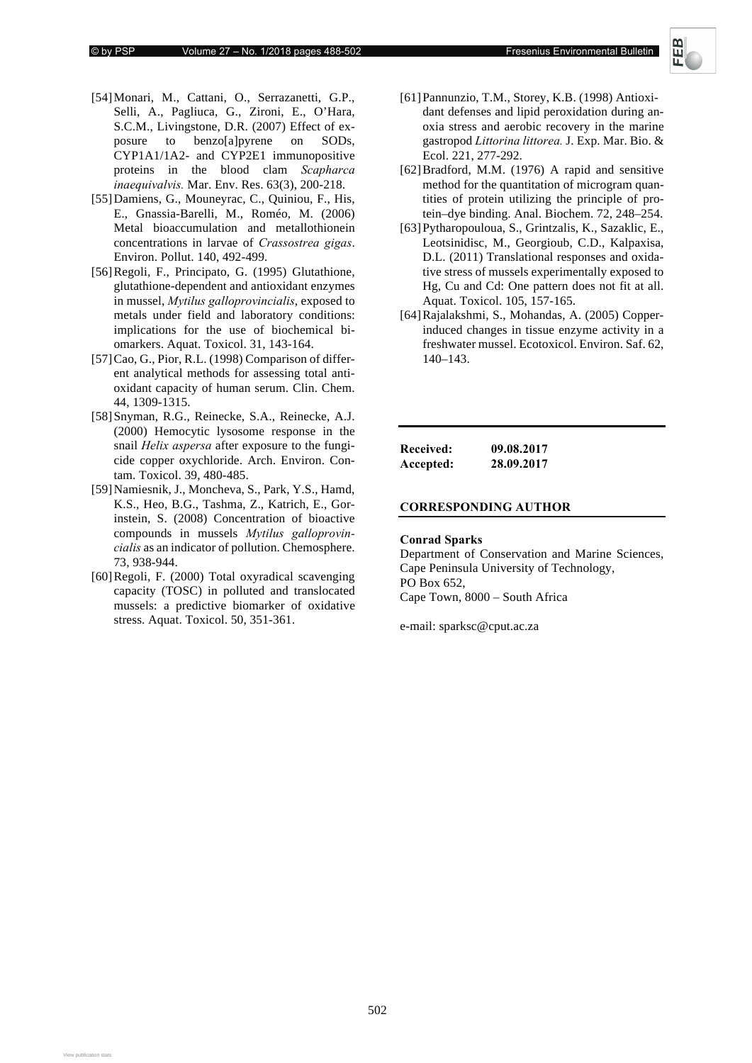[54] Monari, M., Cattani, O., Serrazanetti, G.P., Selli, A., Pagliuca, G., Zironi, E., O'Hara, S.C.M., Livingstone, D.R. (2007) Effect of exposure to benzo[a]pyrene on SODs, CYP1A1/1A2- and CYP2E1 immunopositive proteins in the blood clam *Scapharca inaequivalvis.* Mar. Env. Res. 63(3), 200-218.

[55] Damiens, G., Mouneyrac, C., Quiniou, F., His, E., Gnassia-Barelli, M., Roméo, M. (2006) Metal bioaccumulation and metallothionein concentrations in larvae of *Crassostrea gigas*. Environ. Pollut. 140, 492-499.

[56] Regoli, F., Principato, G. (1995) Glutathione, glutathione-dependent and antioxidant enzymes in mussel, *Mytilus galloprovincialis*, exposed to metals under field and laboratory conditions: implications for the use of biochemical biomarkers. Aquat. Toxicol. 31, 143-164.

[57] Cao, G., Pior, R.L. (1998) Comparison of different analytical methods for assessing total antioxidant capacity of human serum. Clin. Chem. 44, 1309-1315.

[58] Snyman, R.G., Reinecke, S.A., Reinecke, A.J. (2000) Hemocytic lysosome response in the snail *Helix aspersa* after exposure to the fungicide copper oxychloride. Arch. Environ. Contam. Toxicol. 39, 480-485.

[59] Namiesnik, J., Moncheva, S., Park, Y.S., Hamd, K.S., Heo, B.G., Tashma, Z., Katrich, E., Gorinstein, S. (2008) Concentration of bioactive compounds in mussels *Mytilus galloprovincialis* as an indicator of pollution. Chemosphere. 73, 938-944.

[60] Regoli, F. (2000) Total oxyradical scavenging capacity (TOSC) in polluted and translocated mussels: a predictive biomarker of oxidative stress. Aquat. Toxicol. 50, 351-361.

[61] Pannunzio, T.M., Storey, K.B. (1998) Antioxidant defenses and lipid peroxidation during anoxia stress and aerobic recovery in the marine gastropod *Littorina littorea.* J. Exp. Mar. Bio. & Ecol. 221, 277-292.

[62] Bradford, M.M. (1976) A rapid and sensitive method for the quantitation of microgram quantities of protein utilizing the principle of protein–dye binding. Anal. Biochem. 72, 248–254.

[63] Pytharopouloua, S., Grintzalis, K., Sazaklic, E., Leotsinidisc, M., Georgioub, C.D., Kalpaxisa, D.L. (2011) Translational responses and oxidative stress of mussels experimentally exposed to Hg, Cu and Cd: One pattern does not fit at all. Aquat. Toxicol. 105, 157-165.

[64] Rajalakshmi, S., Mohandas, A. (2005) Copper-induced changes in tissue enzyme activity in a freshwater mussel. Ecotoxicol. Environ. Saf. 62, 140–143.

| | |
|---|---|
| **Received:** | **09.08.2017** |
| **Accepted:** | **28.09.2017** |

## CORRESPONDING AUTHOR

**Conrad Sparks**
Department of Conservation and Marine Sciences,
Cape Peninsula University of Technology,
PO Box 652,
Cape Town, 8000 – South Africa

e-mail: sparksc@cput.ac.za